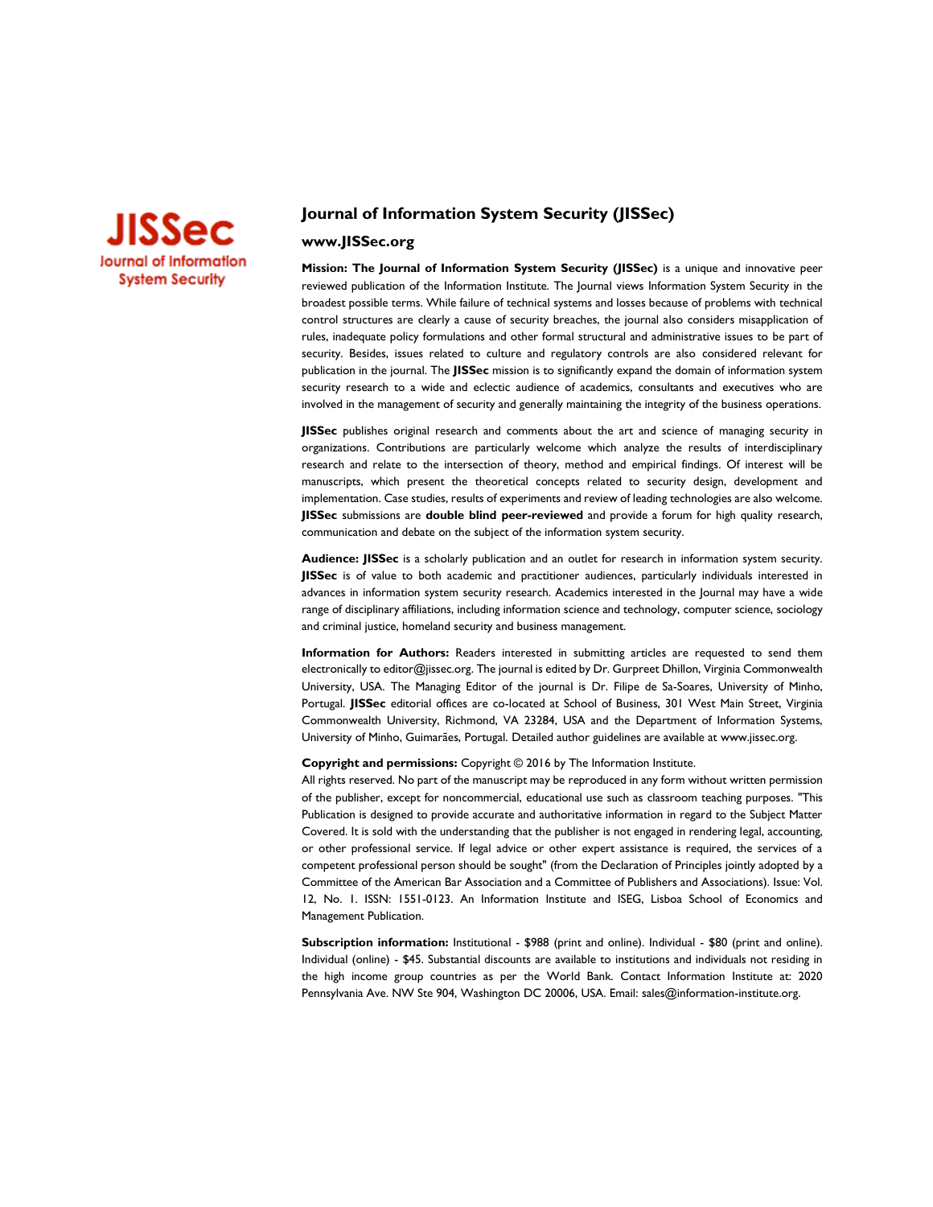JISSec
Journal of Information System Security

# Journal of Information System Security (JISSec)

## www.JISSec.org

**Mission: The Journal of Information System Security (JISSec)** is a unique and innovative peer reviewed publication of the Information Institute. The Journal views Information System Security in the broadest possible terms. While failure of technical systems and losses because of problems with technical control structures are clearly a cause of security breaches, the journal also considers misapplication of rules, inadequate policy formulations and other formal structural and administrative issues to be part of security. Besides, issues related to culture and regulatory controls are also considered relevant for publication in the journal. The **JISSec** mission is to significantly expand the domain of information system security research to a wide and eclectic audience of academics, consultants and executives who are involved in the management of security and generally maintaining the integrity of the business operations.

**JISSec** publishes original research and comments about the art and science of managing security in organizations. Contributions are particularly welcome which analyze the results of interdisciplinary research and relate to the intersection of theory, method and empirical findings. Of interest will be manuscripts, which present the theoretical concepts related to security design, development and implementation. Case studies, results of experiments and review of leading technologies are also welcome. **JISSec** submissions are **double blind peer-reviewed** and provide a forum for high quality research, communication and debate on the subject of the information system security.

**Audience: JISSec** is a scholarly publication and an outlet for research in information system security. **JISSec** is of value to both academic and practitioner audiences, particularly individuals interested in advances in information system security research. Academics interested in the Journal may have a wide range of disciplinary affiliations, including information science and technology, computer science, sociology and criminal justice, homeland security and business management.

**Information for Authors:** Readers interested in submitting articles are requested to send them electronically to editor@jissec.org. The journal is edited by Dr. Gurpreet Dhillon, Virginia Commonwealth University, USA. The Managing Editor of the journal is Dr. Filipe de Sa-Soares, University of Minho, Portugal. **JISSec** editorial offices are co-located at School of Business, 301 West Main Street, Virginia Commonwealth University, Richmond, VA 23284, USA and the Department of Information Systems, University of Minho, Guimarães, Portugal. Detailed author guidelines are available at www.jissec.org.

**Copyright and permissions:** Copyright © 2016 by The Information Institute.
All rights reserved. No part of the manuscript may be reproduced in any form without written permission of the publisher, except for noncommercial, educational use such as classroom teaching purposes. "This Publication is designed to provide accurate and authoritative information in regard to the Subject Matter Covered. It is sold with the understanding that the publisher is not engaged in rendering legal, accounting, or other professional service. If legal advice or other expert assistance is required, the services of a competent professional person should be sought" (from the Declaration of Principles jointly adopted by a Committee of the American Bar Association and a Committee of Publishers and Associations). Issue: Vol. 12, No. 1. ISSN: 1551-0123. An Information Institute and ISEG, Lisboa School of Economics and Management Publication.

**Subscription information:** Institutional - $988 (print and online). Individual - $80 (print and online). Individual (online) - $45. Substantial discounts are available to institutions and individuals not residing in the high income group countries as per the World Bank. Contact Information Institute at: 2020 Pennsylvania Ave. NW Ste 904, Washington DC 20006, USA. Email: sales@information-institute.org.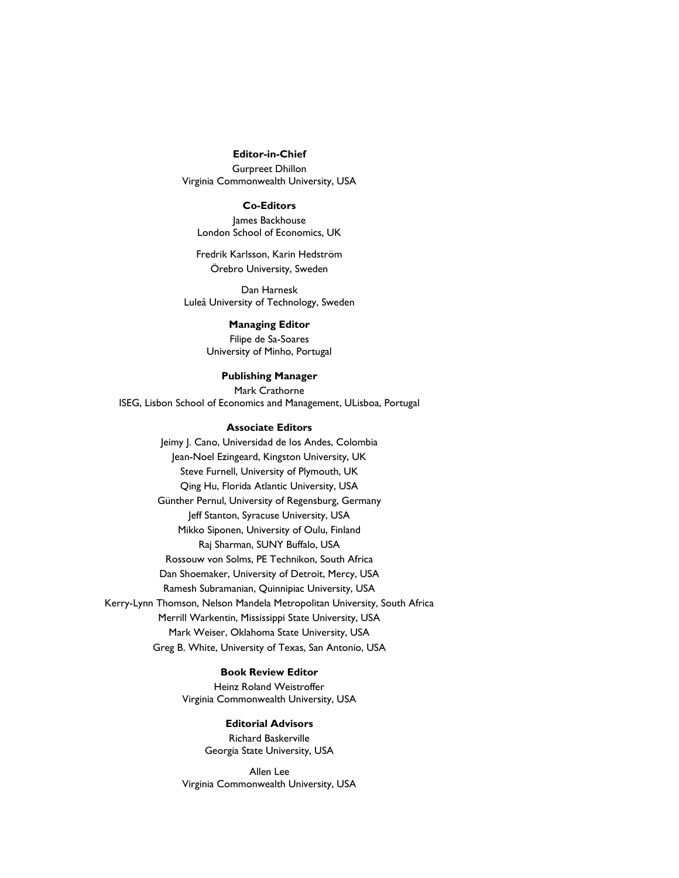**Editor-in-Chief**

Gurpreet Dhillon
Virginia Commonwealth University, USA

**Co-Editors**

James Backhouse
London School of Economics, UK

Fredrik Karlsson, Karin Hedström
Örebro University, Sweden

Dan Harnesk
Luleå University of Technology, Sweden

**Managing Editor**

Filipe de Sa-Soares
University of Minho, Portugal

**Publishing Manager**

Mark Crathorne
ISEG, Lisbon School of Economics and Management, ULisboa, Portugal

**Associate Editors**

Jeimy J. Cano, Universidad de los Andes, Colombia
Jean-Noel Ezingeard, Kingston University, UK
Steve Furnell, University of Plymouth, UK
Qing Hu, Florida Atlantic University, USA
Günther Pernul, University of Regensburg, Germany
Jeff Stanton, Syracuse University, USA
Mikko Siponen, University of Oulu, Finland
Raj Sharman, SUNY Buffalo, USA
Rossouw von Solms, PE Technikon, South Africa
Dan Shoemaker, University of Detroit, Mercy, USA
Ramesh Subramanian, Quinnipiac University, USA
Kerry-Lynn Thomson, Nelson Mandela Metropolitan University, South Africa
Merrill Warkentin, Mississippi State University, USA
Mark Weiser, Oklahoma State University, USA
Greg B. White, University of Texas, San Antonio, USA

**Book Review Editor**

Heinz Roland Weistroffer
Virginia Commonwealth University, USA

**Editorial Advisors**

Richard Baskerville
Georgia State University, USA

Allen Lee
Virginia Commonwealth University, USA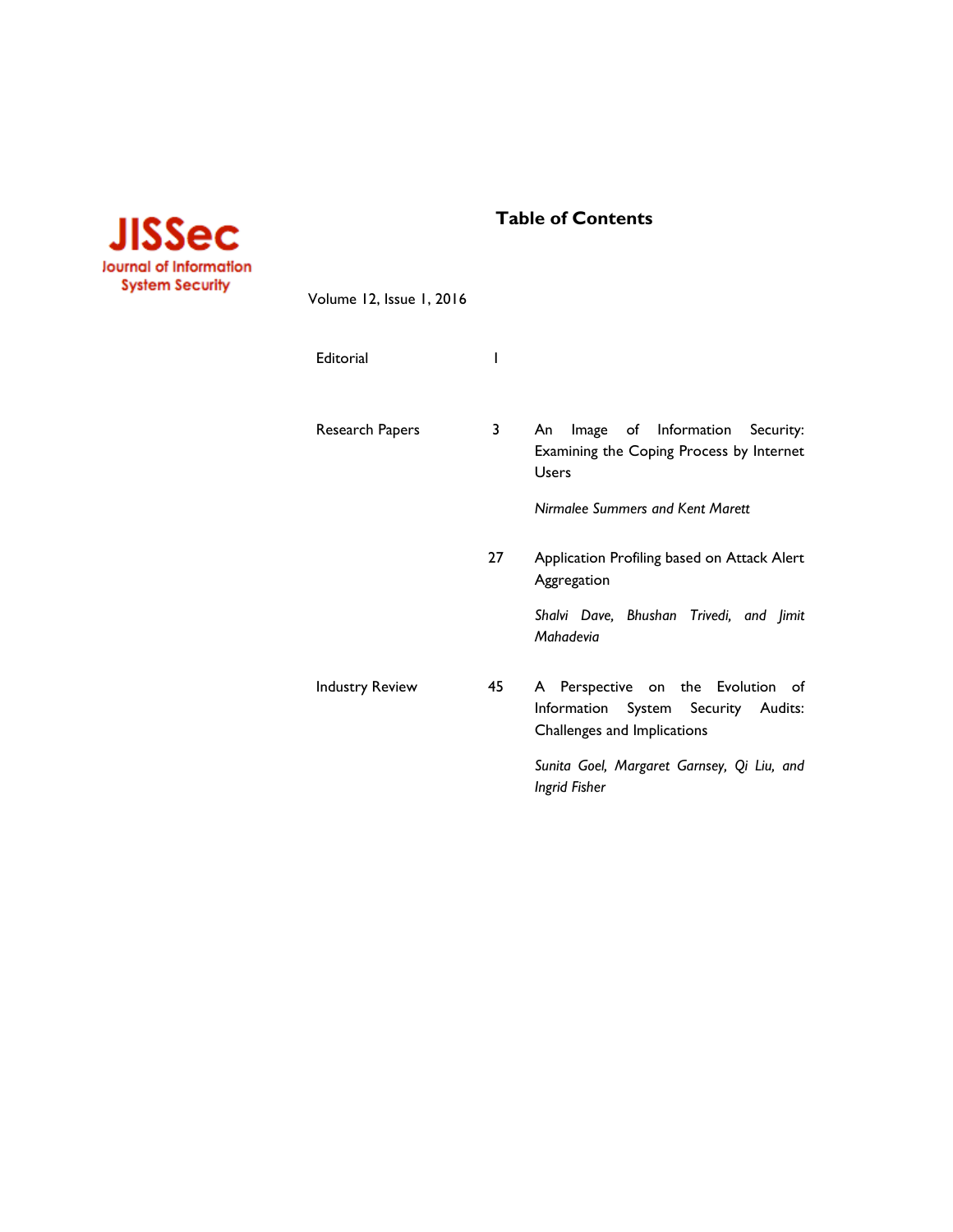JISSec
Journal of Information System Security

# Table of Contents

Volume 12, Issue 1, 2016

| | | |
|---|---|---|
| Editorial | 1 | |
| Research Papers | 3 | An Image of Information Security: Examining the Coping Process by Internet Users<br><br>*Nirmalee Summers and Kent Marett* |
| | 27 | Application Profiling based on Attack Alert Aggregation<br><br>*Shalvi Dave, Bhushan Trivedi, and Jimit Mahadevia* |
| Industry Review | 45 | A Perspective on the Evolution of Information System Security Audits: Challenges and Implications<br><br>*Sunita Goel, Margaret Garnsey, Qi Liu, and Ingrid Fisher* |